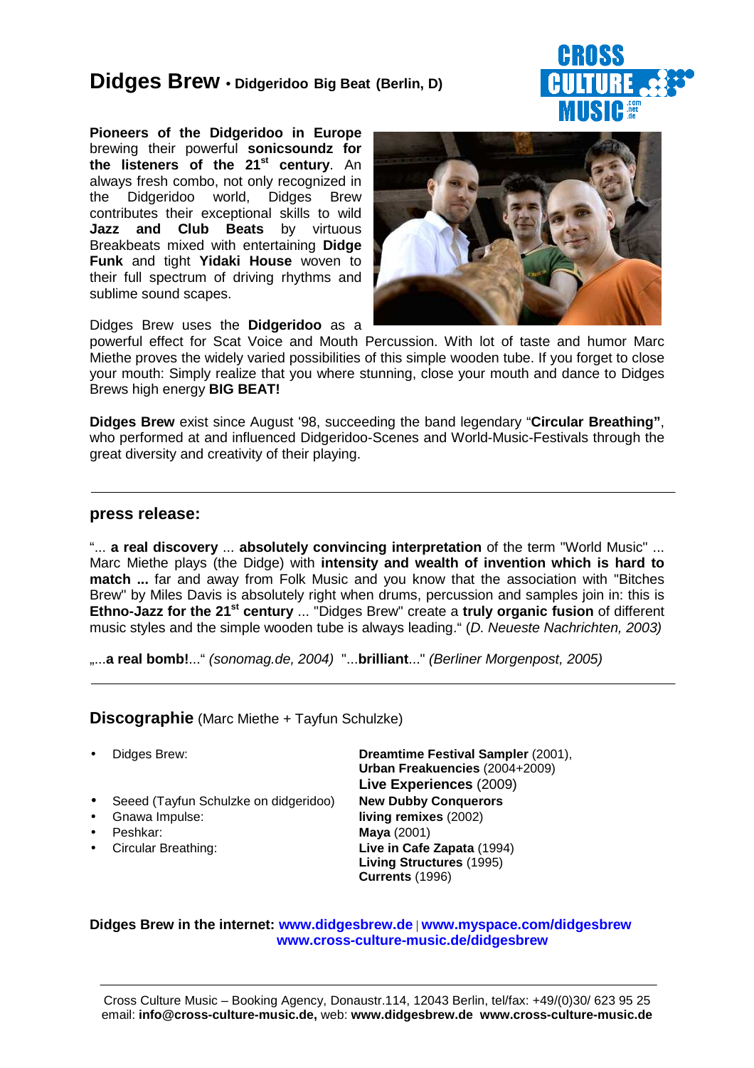# Didges Brew • Didgeridoo Big Beat (Berlin, D)

**Pioneers of the Didgeridoo in Europe** brewing their powerful **sonicsoundz for the listeners of the 21st century**. An always fresh combo, not only recognized in the Didgeridoo world, Didges Brew contributes their exceptional skills to wild **Jazz and Club Beats** by virtuous Breakbeats mixed with entertaining **Didge Funk** and tight **Yidaki House** woven to their full spectrum of driving rhythms and sublime sound scapes.

Didges Brew uses the **Didgeridoo** as a powerful effect for Scat Voice and Mouth Percussion. With lot of taste and humor Marc Miethe proves the widely varied possibilities of this simple wooden tube. If you forget to close your mouth: Simply realize that you where stunning, close your mouth and dance to Didges Brews high energy **BIG BEAT!**

**Didges Brew** exist since August '98, succeeding the band legendary "**Circular Breathing"**, who performed at and influenced Didgeridoo-Scenes and World-Music-Festivals through the great diversity and creativity of their playing.

---

## press release:

"... **a real discovery** ... **absolutely convincing interpretation** of the term "World Music" ... Marc Miethe plays (the Didge) with **intensity and wealth of invention which is hard to match ...** far and away from Folk Music and you know that the association with "Bitches Brew" by Miles Davis is absolutely right when drums, percussion and samples join in: this is **Ethno-Jazz for the 21st century** ... "Didges Brew" create a **truly organic fusion** of different music styles and the simple wooden tube is always leading." (*D. Neueste Nachrichten, 2003)*

„...**a real bomb!**..." *(sonomag.de, 2004)* "...**brilliant**..." *(Berliner Morgenpost, 2005)*

---

## Discographie (Marc Miethe + Tayfun Schulzke)

- Didges Brew: **Dreamtime Festival Sampler** (2001), **Urban Freakuencies** (2004+2009), **Live Experiences** (2009)
- Seeed (Tayfun Schulzke on didgeridoo): **New Dubby Conquerors**
- Gnawa Impulse: **living remixes** (2002)
- Peshkar: **Maya** (2001)
- Circular Breathing: **Live in Cafe Zapata** (1994), **Living Structures** (1995), **Currents** (1996)

**Didges Brew in the internet: www.didgesbrew.de | www.myspace.com/didgesbrew www.cross-culture-music.de/didgesbrew**

Cross Culture Music – Booking Agency, Donaustr.114, 12043 Berlin, tel/fax: +49/(0)30/ 623 95 25
email: **info@cross-culture-music.de,** web: **www.didgesbrew.de www.cross-culture-music.de**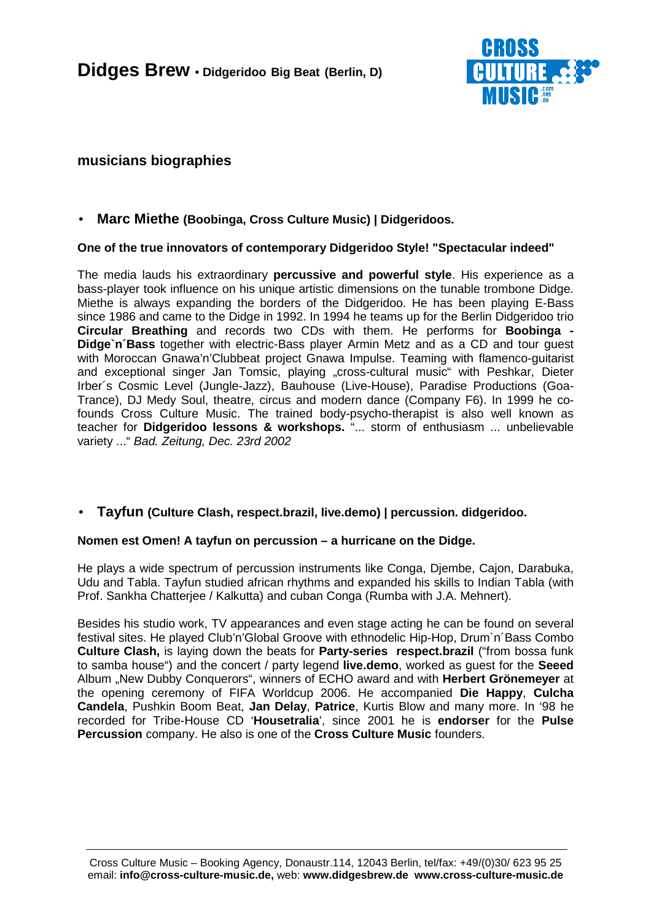# Didges Brew • Didgeridoo Big Beat (Berlin, D)

## musicians biographies

- **Marc Miethe (Boobinga, Cross Culture Music) | Didgeridoos.**

**One of the true innovators of contemporary Didgeridoo Style! "Spectacular indeed"**

The media lauds his extraordinary **percussive and powerful style**. His experience as a bass-player took influence on his unique artistic dimensions on the tunable trombone Didge. Miethe is always expanding the borders of the Didgeridoo. He has been playing E-Bass since 1986 and came to the Didge in 1992. In 1994 he teams up for the Berlin Didgeridoo trio **Circular Breathing** and records two CDs with them. He performs for **Boobinga - Didge`n´Bass** together with electric-Bass player Armin Metz and as a CD and tour guest with Moroccan Gnawa'n'Clubbeat project Gnawa Impulse. Teaming with flamenco-guitarist and exceptional singer Jan Tomsic, playing „cross-cultural music" with Peshkar, Dieter Irber´s Cosmic Level (Jungle-Jazz), Bauhouse (Live-House), Paradise Productions (Goa-Trance), DJ Medy Soul, theatre, circus and modern dance (Company F6). In 1999 he co-founds Cross Culture Music. The trained body-psycho-therapist is also well known as teacher for **Didgeridoo lessons & workshops.** "... storm of enthusiasm ... unbelievable variety ..." *Bad. Zeitung, Dec. 23rd 2002*

- **Tayfun (Culture Clash, respect.brazil, live.demo) | percussion. didgeridoo.**

**Nomen est Omen! A tayfun on percussion – a hurricane on the Didge.**

He plays a wide spectrum of percussion instruments like Conga, Djembe, Cajon, Darabuka, Udu and Tabla. Tayfun studied african rhythms and expanded his skills to Indian Tabla (with Prof. Sankha Chatterjee / Kalkutta) and cuban Conga (Rumba with J.A. Mehnert).

Besides his studio work, TV appearances and even stage acting he can be found on several festival sites. He played Club'n'Global Groove with ethnodelic Hip-Hop, Drum`n´Bass Combo **Culture Clash,** is laying down the beats for **Party-series respect.brazil** ("from bossa funk to samba house") and the concert / party legend **live.demo**, worked as guest for the **Seeed** Album „New Dubby Conquerors", winners of ECHO award and with **Herbert Grönemeyer** at the opening ceremony of FIFA Worldcup 2006. He accompanied **Die Happy**, **Culcha Candela**, Pushkin Boom Beat, **Jan Delay**, **Patrice**, Kurtis Blow and many more. In '98 he recorded for Tribe-House CD '**Housetralia**', since 2001 he is **endorser** for the **Pulse Percussion** company. He also is one of the **Cross Culture Music** founders.

Cross Culture Music – Booking Agency, Donaustr.114, 12043 Berlin, tel/fax: +49/(0)30/ 623 95 25
email: **info@cross-culture-music.de,** web: **www.didgesbrew.de www.cross-culture-music.de**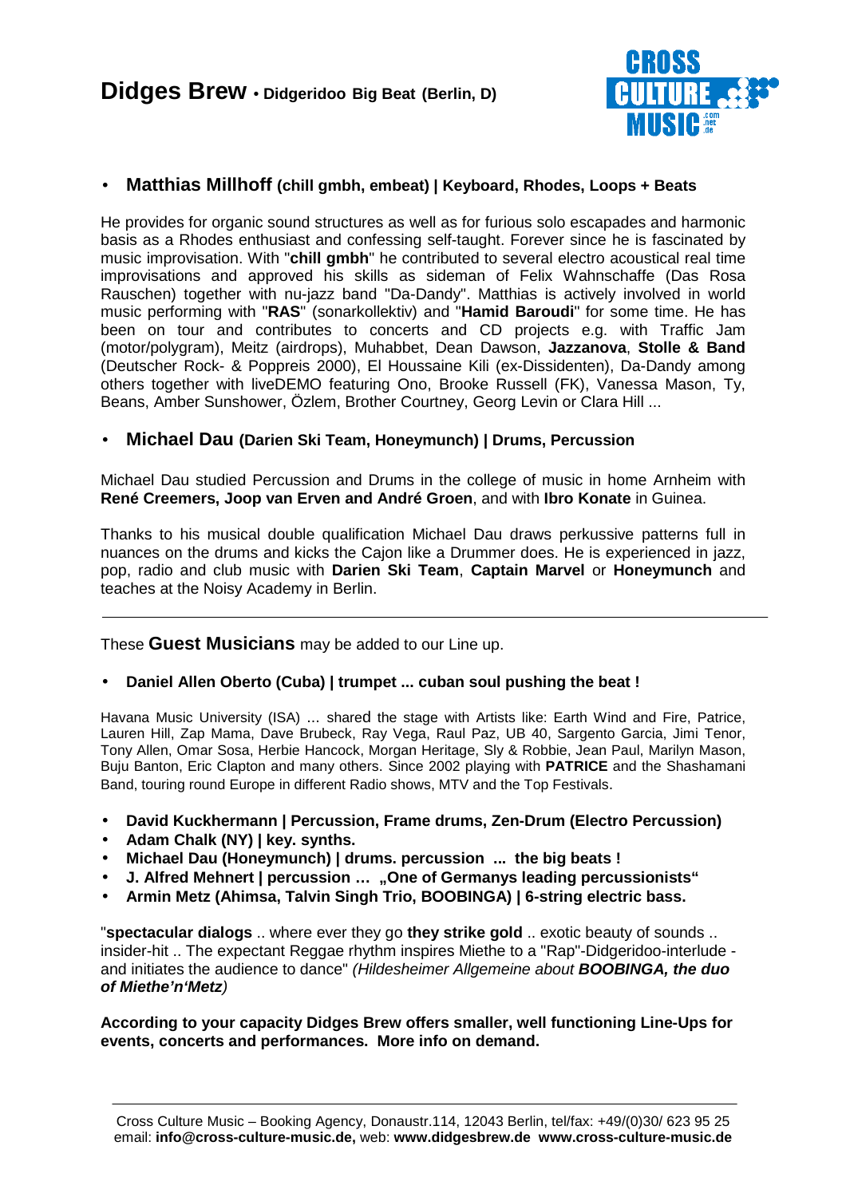# Didges Brew • Didgeridoo Big Beat (Berlin, D)

- **Matthias Millhoff (chill gmbh, embeat) | Keyboard, Rhodes, Loops + Beats**

He provides for organic sound structures as well as for furious solo escapades and harmonic basis as a Rhodes enthusiast and confessing self-taught. Forever since he is fascinated by music improvisation. With "**chill gmbh**" he contributed to several electro acoustical real time improvisations and approved his skills as sideman of Felix Wahnschaffe (Das Rosa Rauschen) together with nu-jazz band "Da-Dandy". Matthias is actively involved in world music performing with "**RAS**" (sonarkollektiv) and "**Hamid Baroudi**" for some time. He has been on tour and contributes to concerts and CD projects e.g. with Traffic Jam (motor/polygram), Meitz (airdrops), Muhabbet, Dean Dawson, **Jazzanova**, **Stolle & Band** (Deutscher Rock- & Poppreis 2000), El Houssaine Kili (ex-Dissidenten), Da-Dandy among others together with liveDEMO featuring Ono, Brooke Russell (FK), Vanessa Mason, Ty, Beans, Amber Sunshower, Özlem, Brother Courtney, Georg Levin or Clara Hill ...

- **Michael Dau (Darien Ski Team, Honeymunch) | Drums, Percussion**

Michael Dau studied Percussion and Drums in the college of music in home Arnheim with **René Creemers, Joop van Erven and André Groen**, and with **Ibro Konate** in Guinea.

Thanks to his musical double qualification Michael Dau draws perkussive patterns full in nuances on the drums and kicks the Cajon like a Drummer does. He is experienced in jazz, pop, radio and club music with **Darien Ski Team**, **Captain Marvel** or **Honeymunch** and teaches at the Noisy Academy in Berlin.

---

These **Guest Musicians** may be added to our Line up.

- **Daniel Allen Oberto (Cuba) | trumpet ... cuban soul pushing the beat !**

Havana Music University (ISA) ... shared the stage with Artists like: Earth Wind and Fire, Patrice, Lauren Hill, Zap Mama, Dave Brubeck, Ray Vega, Raul Paz, UB 40, Sargento Garcia, Jimi Tenor, Tony Allen, Omar Sosa, Herbie Hancock, Morgan Heritage, Sly & Robbie, Jean Paul, Marilyn Mason, Buju Banton, Eric Clapton and many others. Since 2002 playing with **PATRICE** and the Shashamani Band, touring round Europe in different Radio shows, MTV and the Top Festivals.

- **David Kuckhermann | Percussion, Frame drums, Zen-Drum (Electro Percussion)**
- **Adam Chalk (NY) | key. synths.**
- **Michael Dau (Honeymunch) | drums. percussion ... the big beats !**
- **J. Alfred Mehnert | percussion … „One of Germanys leading percussionists“**
- **Armin Metz (Ahimsa, Talvin Singh Trio, BOOBINGA) | 6-string electric bass.**

"**spectacular dialogs** .. where ever they go **they strike gold** .. exotic beauty of sounds .. insider-hit .. The expectant Reggae rhythm inspires Miethe to a "Rap"-Didgeridoo-interlude - and initiates the audience to dance" *(Hildesheimer Allgemeine about **BOOBINGA, the duo of Miethe'n'Metz**)*

**According to your capacity Didges Brew offers smaller, well functioning Line-Ups for events, concerts and performances. More info on demand.**

Cross Culture Music – Booking Agency, Donaustr.114, 12043 Berlin, tel/fax: +49/(0)30/ 623 95 25
email: **info@cross-culture-music.de,** web: **www.didgesbrew.de www.cross-culture-music.de**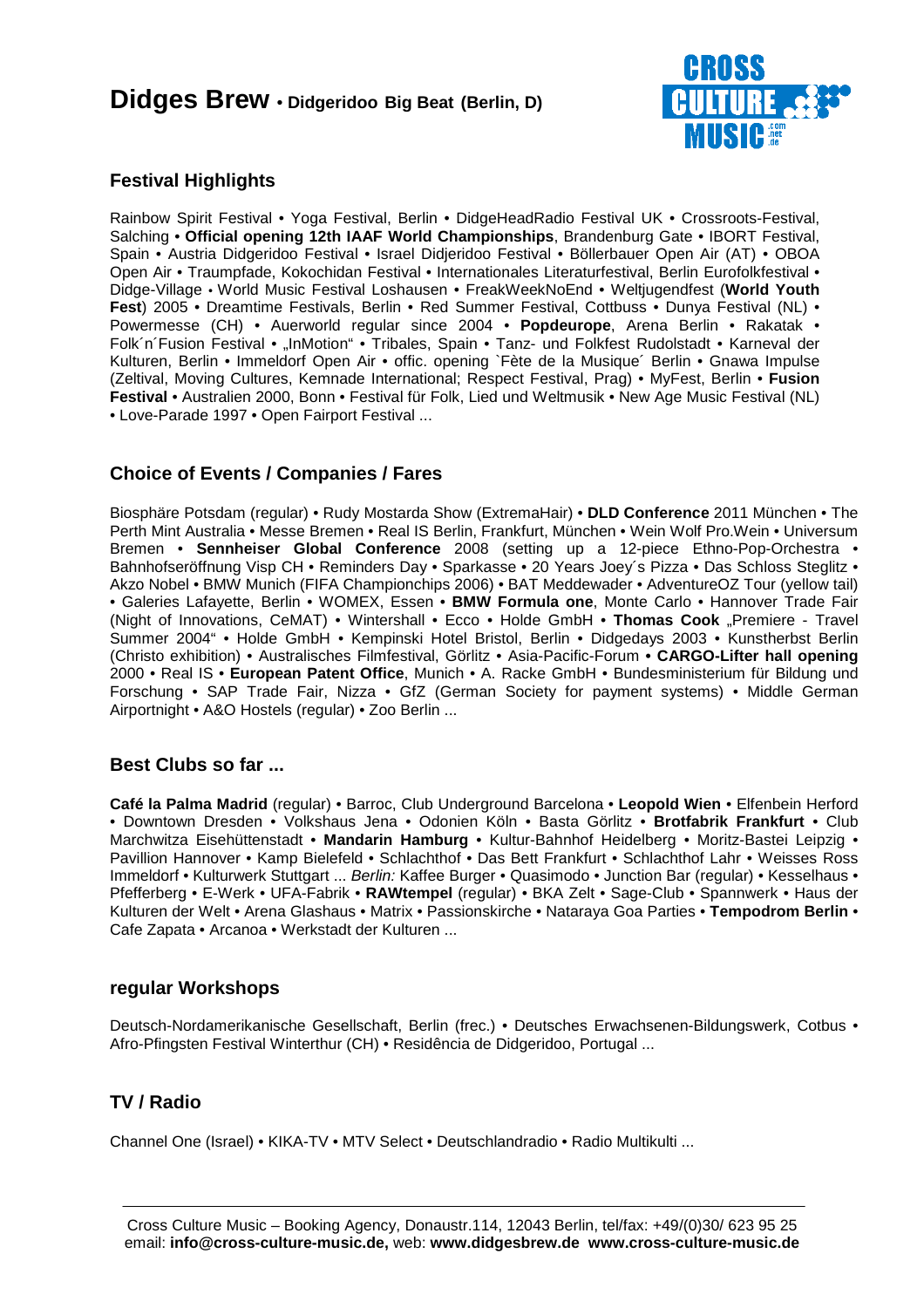# Didges Brew • Didgeridoo Big Beat (Berlin, D)

## Festival Highlights

Rainbow Spirit Festival • Yoga Festival, Berlin • DidgeHeadRadio Festival UK • Crossroots-Festival, Salching • **Official opening 12th IAAF World Championships**, Brandenburg Gate • IBORT Festival, Spain • Austria Didgeridoo Festival • Israel Didjeridoo Festival • Böllerbauer Open Air (AT) • OBOA Open Air • Traumpfade, Kokochidan Festival • Internationales Literaturfestival, Berlin Eurofolkfestival • Didge-Village • World Music Festival Loshausen • FreakWeekNoEnd • Weltjugendfest (**World Youth Fest**) 2005 • Dreamtime Festivals, Berlin • Red Summer Festival, Cottbuss • Dunya Festival (NL) • Powermesse (CH) • Auerworld regular since 2004 • **Popdeurope**, Arena Berlin • Rakatak • Folk´n´Fusion Festival • „InMotion" • Tribales, Spain • Tanz- und Folkfest Rudolstadt • Karneval der Kulturen, Berlin • Immeldorf Open Air • offic. opening `Fète de la Musique´ Berlin • Gnawa Impulse (Zeltival, Moving Cultures, Kemnade International; Respect Festival, Prag) • MyFest, Berlin • **Fusion Festival** • Australien 2000, Bonn • Festival für Folk, Lied und Weltmusik • New Age Music Festival (NL) • Love-Parade 1997 • Open Fairport Festival ...

## Choice of Events / Companies / Fares

Biosphäre Potsdam (regular) • Rudy Mostarda Show (ExtremaHair) • **DLD Conference** 2011 München • The Perth Mint Australia • Messe Bremen • Real IS Berlin, Frankfurt, München • Wein Wolf Pro.Wein • Universum Bremen • **Sennheiser Global Conference** 2008 (setting up a 12-piece Ethno-Pop-Orchestra • Bahnhofseröffnung Visp CH • Reminders Day • Sparkasse • 20 Years Joey´s Pizza • Das Schloss Steglitz • Akzo Nobel • BMW Munich (FIFA Championchips 2006) • BAT Meddewader • AdventureOZ Tour (yellow tail) • Galeries Lafayette, Berlin • WOMEX, Essen • **BMW Formula one**, Monte Carlo • Hannover Trade Fair (Night of Innovations, CeMAT) • Wintershall • Ecco • Holde GmbH • **Thomas Cook** „Premiere - Travel Summer 2004" • Holde GmbH • Kempinski Hotel Bristol, Berlin • Didgedays 2003 • Kunstherbst Berlin (Christo exhibition) • Australisches Filmfestival, Görlitz • Asia-Pacific-Forum • **CARGO-Lifter hall opening** 2000 • Real IS • **European Patent Office**, Munich • A. Racke GmbH • Bundesministerium für Bildung und Forschung • SAP Trade Fair, Nizza • GfZ (German Society for payment systems) • Middle German Airportnight • A&O Hostels (regular) • Zoo Berlin ...

## Best Clubs so far ...

**Café la Palma Madrid** (regular) • Barroc, Club Underground Barcelona • **Leopold Wien** • Elfenbein Herford • Downtown Dresden • Volkshaus Jena • Odonien Köln • Basta Görlitz • **Brotfabrik Frankfurt** • Club Marchwitza Eisehüttenstadt • **Mandarin Hamburg** • Kultur-Bahnhof Heidelberg • Moritz-Bastei Leipzig • Pavillion Hannover • Kamp Bielefeld • Schlachthof • Das Bett Frankfurt • Schlachthof Lahr • Weisses Ross Immeldorf • Kulturwerk Stuttgart ... *Berlin:* Kaffee Burger • Quasimodo • Junction Bar (regular) • Kesselhaus • Pfefferberg • E-Werk • UFA-Fabrik • **RAWtempel** (regular) • BKA Zelt • Sage-Club • Spannwerk • Haus der Kulturen der Welt • Arena Glashaus • Matrix • Passionskirche • Nataraya Goa Parties • **Tempodrom Berlin** • Cafe Zapata • Arcanoa • Werkstadt der Kulturen ...

## regular Workshops

Deutsch-Nordamerikanische Gesellschaft, Berlin (frec.) • Deutsches Erwachsenen-Bildungswerk, Cotbus • Afro-Pfingsten Festival Winterthur (CH) • Residência de Didgeridoo, Portugal ...

## TV / Radio

Channel One (Israel) • KIKA-TV • MTV Select • Deutschlandradio • Radio Multikulti ...

---

Cross Culture Music – Booking Agency, Donaustr.114, 12043 Berlin, tel/fax: +49/(0)30/ 623 95 25
email: **info@cross-culture-music.de,** web: **www.didgesbrew.de www.cross-culture-music.de**